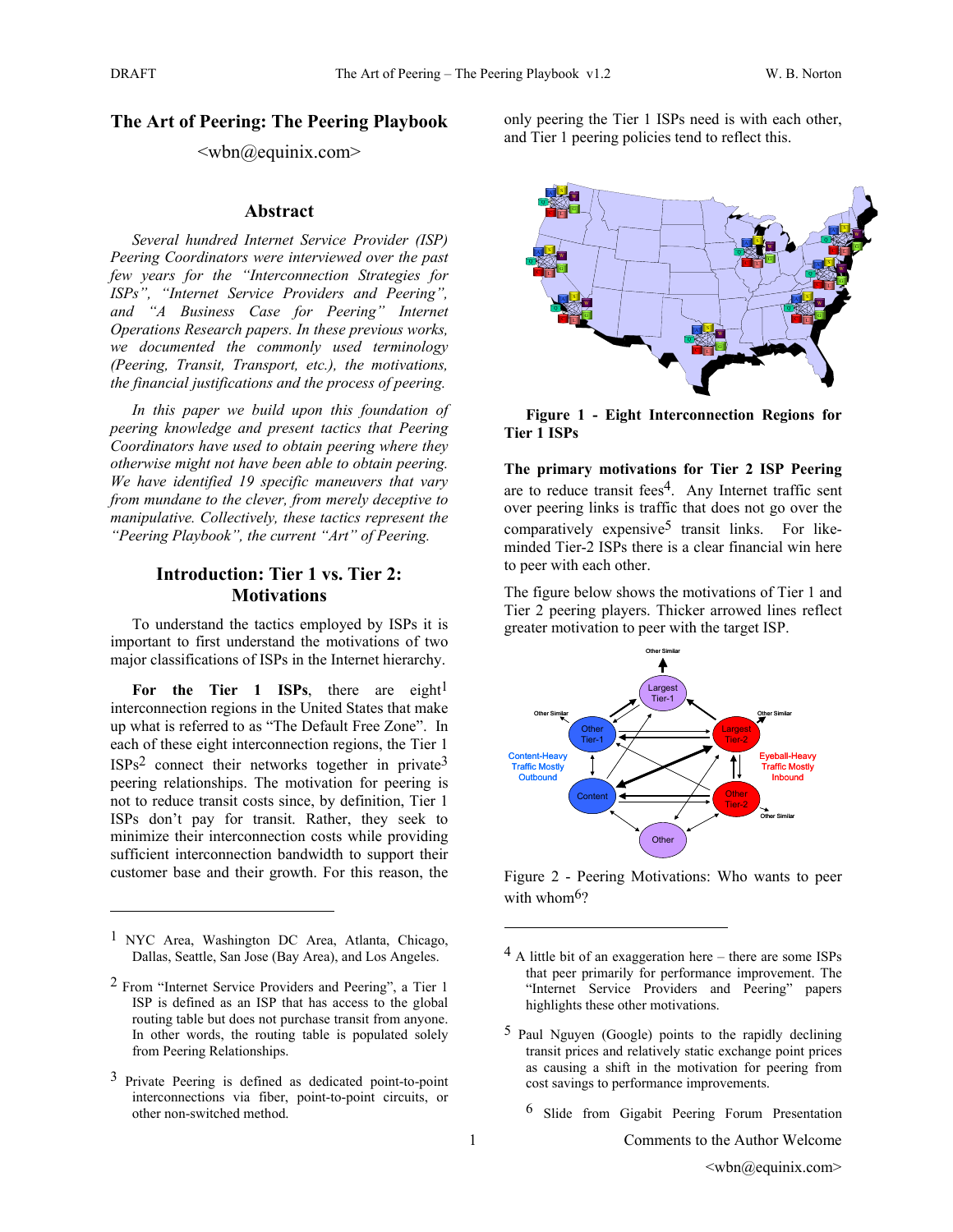# The Art of Peering: The Peering Playbook

<wbn@equinix.com>

## Abstract

*Several hundred Internet Service Provider (ISP) Peering Coordinators were interviewed over the past few years for the "Interconnection Strategies for ISPs", "Internet Service Providers and Peering", and "A Business Case for Peering" Internet Operations Research papers. In these previous works, we documented the commonly used terminology (Peering, Transit, Transport, etc.), the motivations, the financial justifications and the process of peering.*

*In this paper we build upon this foundation of peering knowledge and present tactics that Peering Coordinators have used to obtain peering where they otherwise might not have been able to obtain peering. We have identified 19 specific maneuvers that vary from mundane to the clever, from merely deceptive to manipulative. Collectively, these tactics represent the "Peering Playbook", the current "Art" of Peering.*

## Introduction: Tier 1 vs. Tier 2: Motivations

To understand the tactics employed by ISPs it is important to first understand the motivations of two major classifications of ISPs in the Internet hierarchy.

**For the Tier 1 ISPs**, there are eight[1] interconnection regions in the United States that make up what is referred to as "The Default Free Zone". In each of these eight interconnection regions, the Tier 1 ISPs[2] connect their networks together in private[3] peering relationships. The motivation for peering is not to reduce transit costs since, by definition, Tier 1 ISPs don't pay for transit. Rather, they seek to minimize their interconnection costs while providing sufficient interconnection bandwidth to support their customer base and their growth. For this reason, the only peering the Tier 1 ISPs need is with each other, and Tier 1 peering policies tend to reflect this.

**Figure 1 - Eight Interconnection Regions for Tier 1 ISPs**

**The primary motivations for Tier 2 ISP Peering** are to reduce transit fees[4]. Any Internet traffic sent over peering links is traffic that does not go over the comparatively expensive[5] transit links. For like-minded Tier-2 ISPs there is a clear financial win here to peer with each other.

The figure below shows the motivations of Tier 1 and Tier 2 peering players. Thicker arrowed lines reflect greater motivation to peer with the target ISP.

Figure 2 - Peering Motivations: Who wants to peer with whom[6]?

---

[1] NYC Area, Washington DC Area, Atlanta, Chicago, Dallas, Seattle, San Jose (Bay Area), and Los Angeles.

[2] From "Internet Service Providers and Peering", a Tier 1 ISP is defined as an ISP that has access to the global routing table but does not purchase transit from anyone. In other words, the routing table is populated solely from Peering Relationships.

[3] Private Peering is defined as dedicated point-to-point interconnections via fiber, point-to-point circuits, or other non-switched method.

[4] A little bit of an exaggeration here – there are some ISPs that peer primarily for performance improvement. The "Internet Service Providers and Peering" papers highlights these other motivations.

[5] Paul Nguyen (Google) points to the rapidly declining transit prices and relatively static exchange point prices as causing a shift in the motivation for peering from cost savings to performance improvements.

[6] Slide from Gigabit Peering Forum Presentation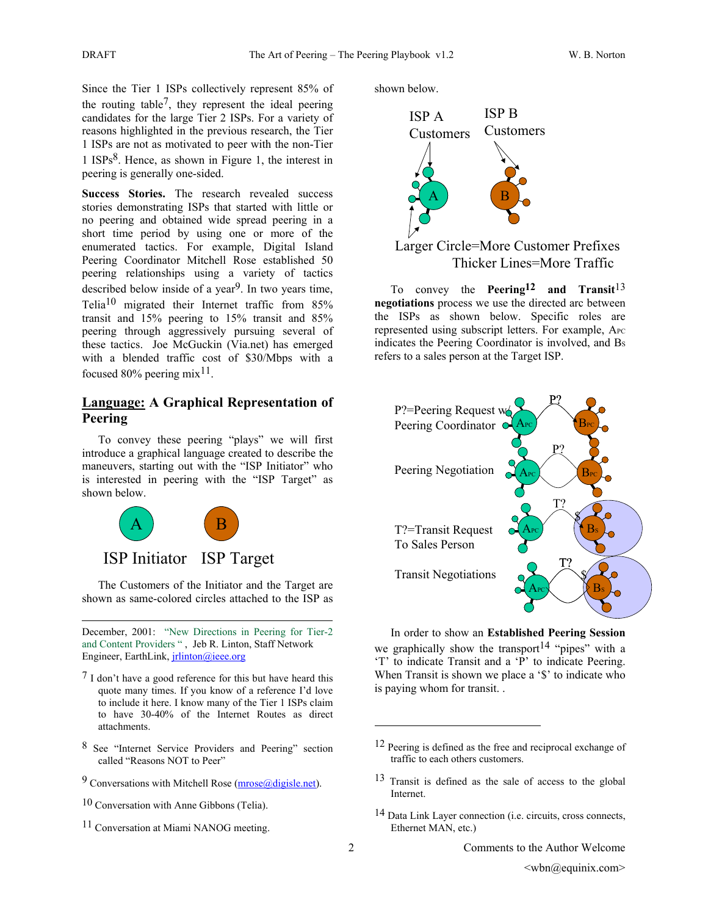Since the Tier 1 ISPs collectively represent 85% of the routing table[7], they represent the ideal peering candidates for the large Tier 2 ISPs. For a variety of reasons highlighted in the previous research, the Tier 1 ISPs are not as motivated to peer with the non-Tier 1 ISPs[8]. Hence, as shown in Figure 1, the interest in peering is generally one-sided.

**Success Stories.** The research revealed success stories demonstrating ISPs that started with little or no peering and obtained wide spread peering in a short time period by using one or more of the enumerated tactics. For example, Digital Island Peering Coordinator Mitchell Rose established 50 peering relationships using a variety of tactics described below inside of a year[9]. In two years time, Telia[10] migrated their Internet traffic from 85% transit and 15% peering to 15% transit and 85% peering through aggressively pursuing several of these tactics. Joe McGuckin (Via.net) has emerged with a blended traffic cost of $30/Mbps with a focused 80% peering mix[11].

## Language: A Graphical Representation of Peering

To convey these peering "plays" we will first introduce a graphical language created to describe the maneuvers, starting out with the "ISP Initiator" who is interested in peering with the "ISP Target" as shown below.

A B

ISP Initiator ISP Target

The Customers of the Initiator and the Target are shown as same-colored circles attached to the ISP as shown below.

ISP A Customers ISP B Customers

Larger Circle=More Customer Prefixes
Thicker Lines=More Traffic

To convey the **Peering[12] and Transit[13] negotiations** process we use the directed arc between the ISPs as shown below. Specific roles are represented using subscript letters. For example, $A_{PC}$ indicates the Peering Coordinator is involved, and $B_S$ refers to a sales person at the Target ISP.

P?=Peering Request w/ Peering Coordinator

Peering Negotiation

T?=Transit Request To Sales Person

Transit Negotiations

In order to show an **Established Peering Session** we graphically show the transport[14] "pipes" with a 'T' to indicate Transit and a 'P' to indicate Peering. When Transit is shown we place a '$' to indicate who is paying whom for transit. .

---

December, 2001: "New Directions in Peering for Tier-2 and Content Providers ", Jeb R. Linton, Staff Network Engineer, EarthLink, jrlinton@ieee.org

[7] I don't have a good reference for this but have heard this quote many times. If you know of a reference I'd love to include it here. I know many of the Tier 1 ISPs claim to have 30-40% of the Internet Routes as direct attachments.

[8] See "Internet Service Providers and Peering" section called "Reasons NOT to Peer"

[9] Conversations with Mitchell Rose (mrose@digisle.net).

[10] Conversation with Anne Gibbons (Telia).

[11] Conversation at Miami NANOG meeting.

[12] Peering is defined as the free and reciprocal exchange of traffic to each others customers.

[13] Transit is defined as the sale of access to the global Internet.

[14] Data Link Layer connection (i.e. circuits, cross connects, Ethernet MAN, etc.)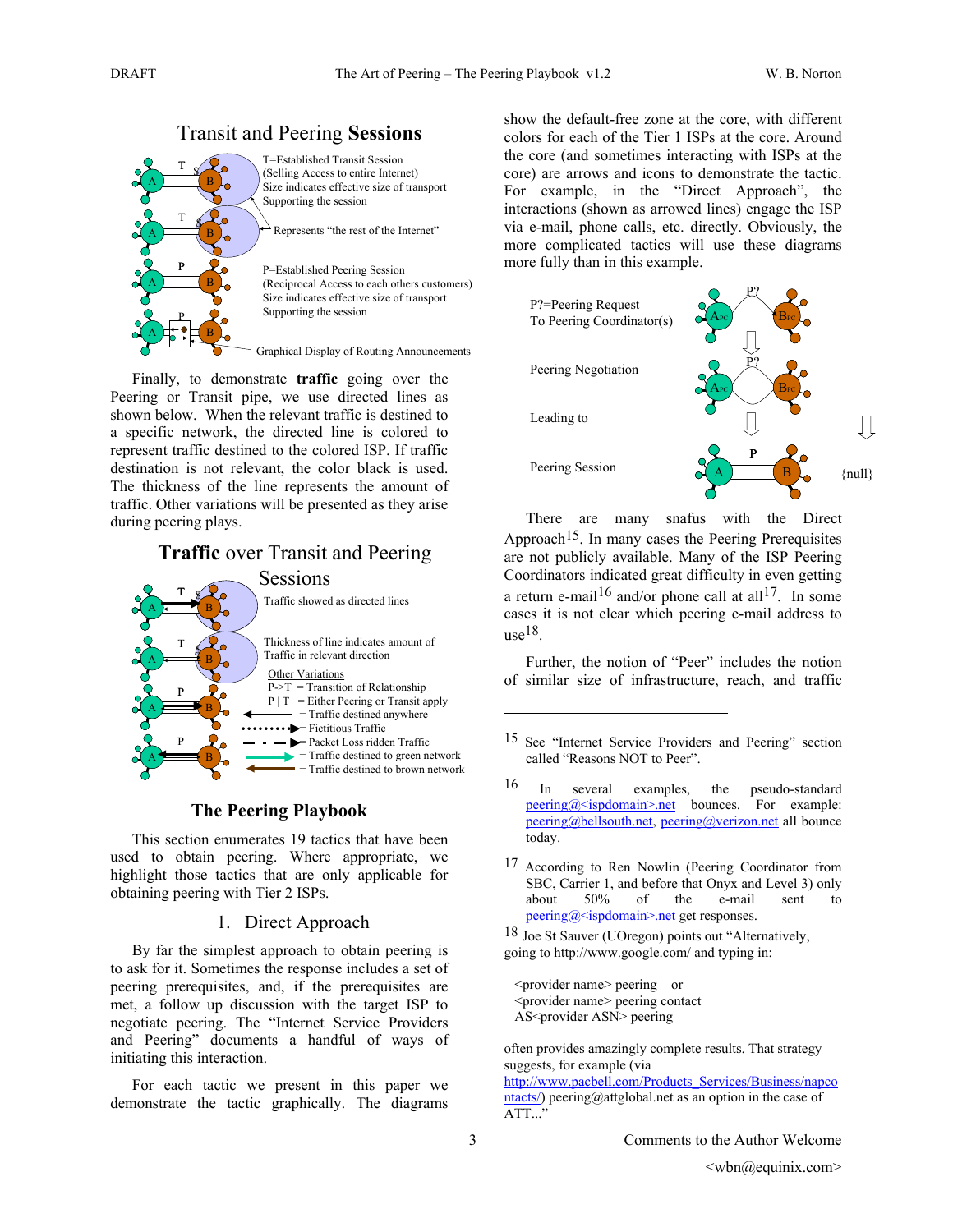## Transit and Peering **Sessions**

T=Established Transit Session (Selling Access to entire Internet) Size indicates effective size of transport Supporting the session

Represents "the rest of the Internet"

P=Established Peering Session (Reciprocal Access to each others customers) Size indicates effective size of transport Supporting the session

Graphical Display of Routing Announcements

Finally, to demonstrate **traffic** going over the Peering or Transit pipe, we use directed lines as shown below. When the relevant traffic is destined to a specific network, the directed line is colored to represent traffic destined to the colored ISP. If traffic destination is not relevant, the color black is used. The thickness of the line represents the amount of traffic. Other variations will be presented as they arise during peering plays.

## **Traffic** over Transit and Peering Sessions

Traffic showed as directed lines

Thickness of line indicates amount of Traffic in relevant direction

Other Variations
- P->T = Transition of Relationship
- P | T = Either Peering or Transit apply
- = Traffic destined anywhere
- = Fictitious Traffic
- = Packet Loss ridden Traffic
- = Traffic destined to green network
- = Traffic destined to brown network

## The Peering Playbook

This section enumerates 19 tactics that have been used to obtain peering. Where appropriate, we highlight those tactics that are only applicable for obtaining peering with Tier 2 ISPs.

### 1. Direct Approach

By far the simplest approach to obtain peering is to ask for it. Sometimes the response includes a set of peering prerequisites, and, if the prerequisites are met, a follow up discussion with the target ISP to negotiate peering. The "Internet Service Providers and Peering" documents a handful of ways of initiating this interaction.

For each tactic we present in this paper we demonstrate the tactic graphically. The diagrams show the default-free zone at the core, with different colors for each of the Tier 1 ISPs at the core. Around the core (and sometimes interacting with ISPs at the core) are arrows and icons to demonstrate the tactic. For example, in the "Direct Approach", the interactions (shown as arrowed lines) engage the ISP via e-mail, phone calls, etc. directly. Obviously, the more complicated tactics will use these diagrams more fully than in this example.

P?=Peering Request To Peering Coordinator(s)

Peering Negotiation

Leading to

Peering Session

{null}

There are many snafus with the Direct Approach[15]. In many cases the Peering Prerequisites are not publicly available. Many of the ISP Peering Coordinators indicated great difficulty in even getting a return e-mail[16] and/or phone call at all[17]. In some cases it is not clear which peering e-mail address to use[18].

Further, the notion of "Peer" includes the notion of similar size of infrastructure, reach, and traffic

---

[15] See "Internet Service Providers and Peering" section called "Reasons NOT to Peer".

[16] In several examples, the pseudo-standard peering@<ispdomain>.net bounces. For example: peering@bellsouth.net, peering@verizon.net all bounce today.

[17] According to Ren Nowlin (Peering Coordinator from SBC, Carrier 1, and before that Onyx and Level 3) only about 50% of the e-mail sent to peering@<ispdomain>.net get responses.

[18] Joe St Sauver (UOregon) points out "Alternatively, going to http://www.google.com/ and typing in:

<provider name> peering or
<provider name> peering contact
AS<provider ASN> peering

often provides amazingly complete results. That strategy suggests, for example (via http://www.pacbell.com/Products_Services/Business/napcontacts/) peering@attglobal.net as an option in the case of ATT..."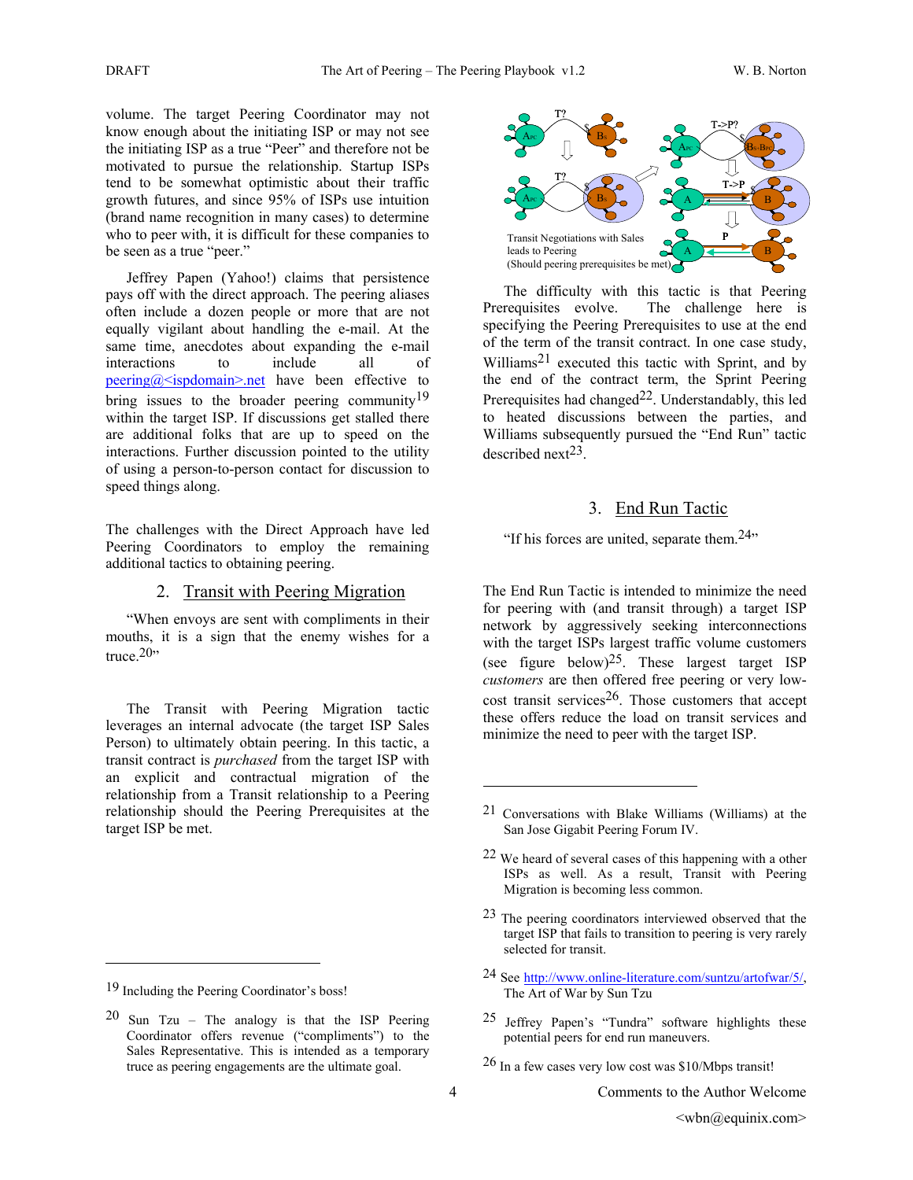volume. The target Peering Coordinator may not know enough about the initiating ISP or may not see the initiating ISP as a true "Peer" and therefore not be motivated to pursue the relationship. Startup ISPs tend to be somewhat optimistic about their traffic growth futures, and since 95% of ISPs use intuition (brand name recognition in many cases) to determine who to peer with, it is difficult for these companies to be seen as a true "peer."

Jeffrey Papen (Yahoo!) claims that persistence pays off with the direct approach. The peering aliases often include a dozen people or more that are not equally vigilant about handling the e-mail. At the same time, anecdotes about expanding the e-mail interactions to include all of peering@<ispdomain>.net have been effective to bring issues to the broader peering community[19] within the target ISP. If discussions get stalled there are additional folks that are up to speed on the interactions. Further discussion pointed to the utility of using a person-to-person contact for discussion to speed things along.

The challenges with the Direct Approach have led Peering Coordinators to employ the remaining additional tactics to obtaining peering.

## 2. Transit with Peering Migration

"When envoys are sent with compliments in their mouths, it is a sign that the enemy wishes for a truce.[20]"

The Transit with Peering Migration tactic leverages an internal advocate (the target ISP Sales Person) to ultimately obtain peering. In this tactic, a transit contract is *purchased* from the target ISP with an explicit and contractual migration of the relationship from a Transit relationship to a Peering relationship should the Peering Prerequisites at the target ISP be met.

Transit Negotiations with Sales leads to Peering (Should peering prerequisites be met)

The difficulty with this tactic is that Peering Prerequisites evolve. The challenge here is specifying the Peering Prerequisites to use at the end of the term of the transit contract. In one case study, Williams[21] executed this tactic with Sprint, and by the end of the contract term, the Sprint Peering Prerequisites had changed[22]. Understandably, this led to heated discussions between the parties, and Williams subsequently pursued the "End Run" tactic described next[23].

## 3. End Run Tactic

"If his forces are united, separate them.[24]"

The End Run Tactic is intended to minimize the need for peering with (and transit through) a target ISP network by aggressively seeking interconnections with the target ISPs largest traffic volume customers (see figure below)[25]. These largest target ISP *customers* are then offered free peering or very low-cost transit services[26]. Those customers that accept these offers reduce the load on transit services and minimize the need to peer with the target ISP.

---

[19] Including the Peering Coordinator's boss!

[20] Sun Tzu – The analogy is that the ISP Peering Coordinator offers revenue ("compliments") to the Sales Representative. This is intended as a temporary truce as peering engagements are the ultimate goal.

[21] Conversations with Blake Williams (Williams) at the San Jose Gigabit Peering Forum IV.

[22] We heard of several cases of this happening with a other ISPs as well. As a result, Transit with Peering Migration is becoming less common.

[23] The peering coordinators interviewed observed that the target ISP that fails to transition to peering is very rarely selected for transit.

[24] See http://www.online-literature.com/suntzu/artofwar/5/, The Art of War by Sun Tzu

[25] Jeffrey Papen's "Tundra" software highlights these potential peers for end run maneuvers.

[26] In a few cases very low cost was $10/Mbps transit!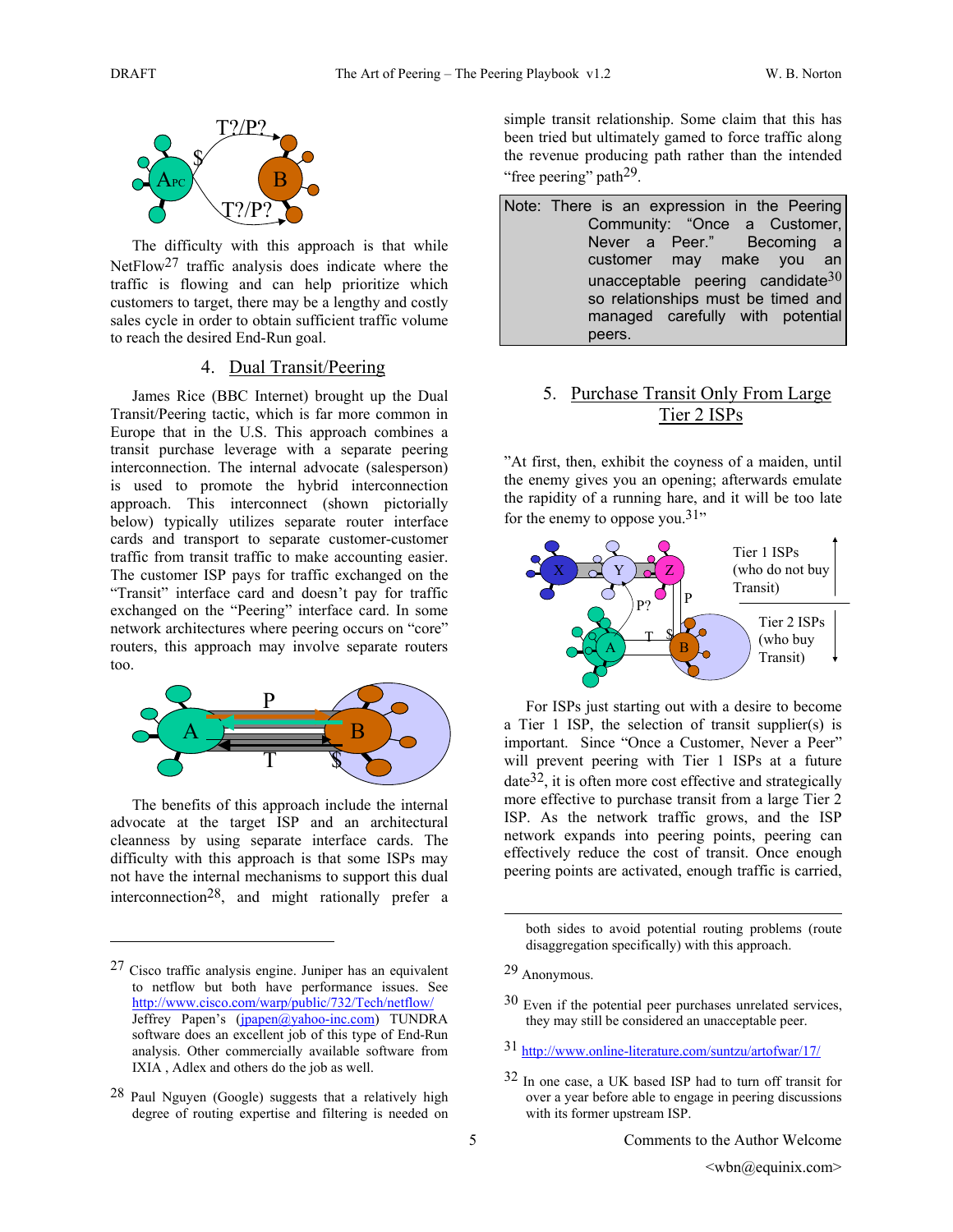The difficulty with this approach is that while NetFlow[27] traffic analysis does indicate where the traffic is flowing and can help prioritize which customers to target, there may be a lengthy and costly sales cycle in order to obtain sufficient traffic volume to reach the desired End-Run goal.

## 4. Dual Transit/Peering

James Rice (BBC Internet) brought up the Dual Transit/Peering tactic, which is far more common in Europe that in the U.S. This approach combines a transit purchase leverage with a separate peering interconnection. The internal advocate (salesperson) is used to promote the hybrid interconnection approach. This interconnect (shown pictorially below) typically utilizes separate router interface cards and transport to separate customer-customer traffic from transit traffic to make accounting easier. The customer ISP pays for traffic exchanged on the "Transit" interface card and doesn't pay for traffic exchanged on the "Peering" interface card. In some network architectures where peering occurs on "core" routers, this approach may involve separate routers too.

The benefits of this approach include the internal advocate at the target ISP and an architectural cleanness by using separate interface cards. The difficulty with this approach is that some ISPs may not have the internal mechanisms to support this dual interconnection[28], and might rationally prefer a simple transit relationship. Some claim that this has been tried but ultimately gamed to force traffic along the revenue producing path rather than the intended "free peering" path[29].

> Note: There is an expression in the Peering Community: "Once a Customer, Never a Peer." Becoming a customer may make you an unacceptable peering candidate[30] so relationships must be timed and managed carefully with potential peers.

## 5. Purchase Transit Only From Large Tier 2 ISPs

"At first, then, exhibit the coyness of a maiden, until the enemy gives you an opening; afterwards emulate the rapidity of a running hare, and it will be too late for the enemy to oppose you.[31]"

For ISPs just starting out with a desire to become a Tier 1 ISP, the selection of transit supplier(s) is important. Since "Once a Customer, Never a Peer" will prevent peering with Tier 1 ISPs at a future date[32], it is often more cost effective and strategically more effective to purchase transit from a large Tier 2 ISP. As the network traffic grows, and the ISP network expands into peering points, peering can effectively reduce the cost of transit. Once enough peering points are activated, enough traffic is carried,

---

[27] Cisco traffic analysis engine. Juniper has an equivalent to netflow but both have performance issues. See http://www.cisco.com/warp/public/732/Tech/netflow/ Jeffrey Papen's (jpapen@yahoo-inc.com) TUNDRA software does an excellent job of this type of End-Run analysis. Other commercially available software from IXIA , Adlex and others do the job as well.

[28] Paul Nguyen (Google) suggests that a relatively high degree of routing expertise and filtering is needed on both sides to avoid potential routing problems (route disaggregation specifically) with this approach.

[29] Anonymous.

[30] Even if the potential peer purchases unrelated services, they may still be considered an unacceptable peer.

[31] http://www.online-literature.com/suntzu/artofwar/17/

[32] In one case, a UK based ISP had to turn off transit for over a year before able to engage in peering discussions with its former upstream ISP.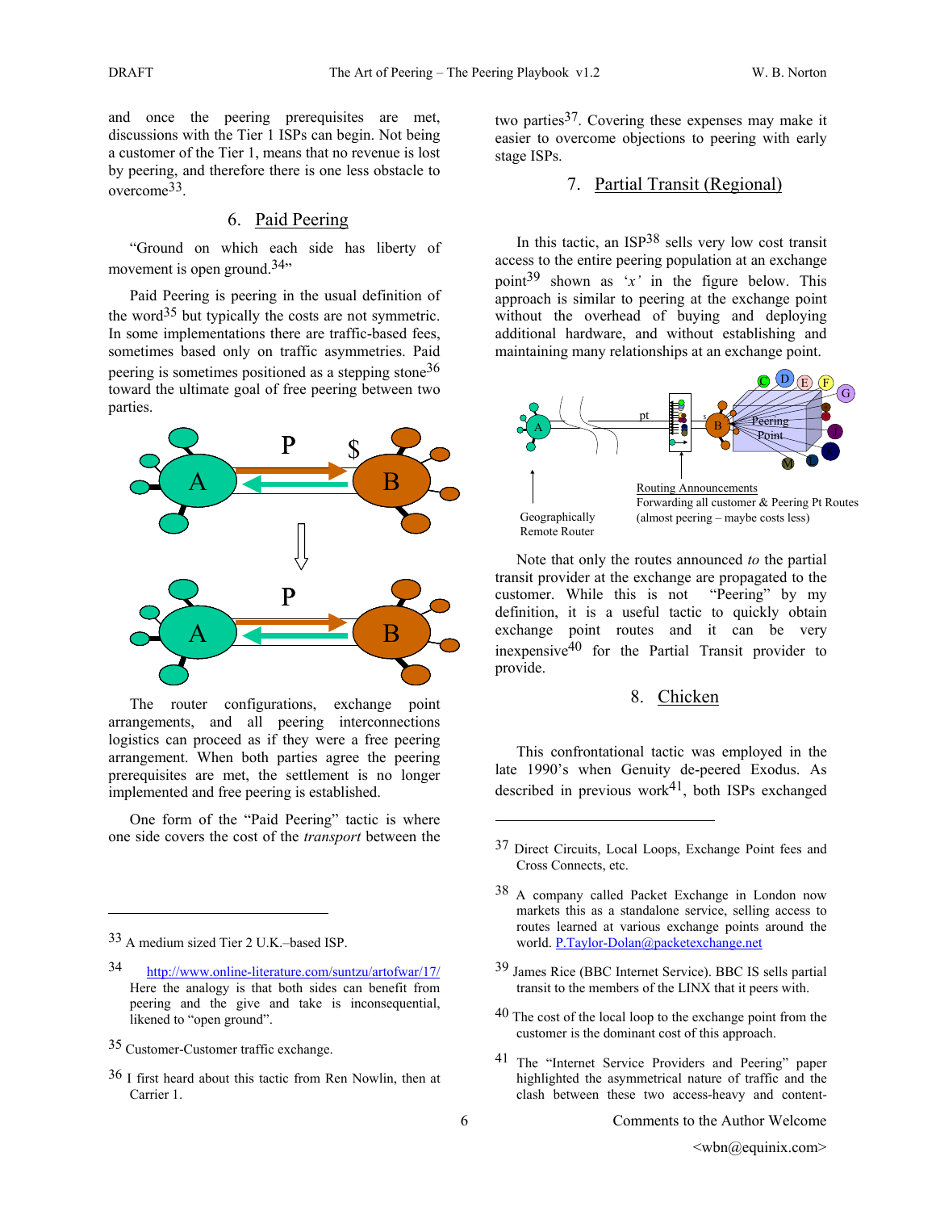and once the peering prerequisites are met, discussions with the Tier 1 ISPs can begin. Not being a customer of the Tier 1, means that no revenue is lost by peering, and therefore there is one less obstacle to overcome[33].

## 6. Paid Peering

"Ground on which each side has liberty of movement is open ground.[34]"

Paid Peering is peering in the usual definition of the word[35] but typically the costs are not symmetric. In some implementations there are traffic-based fees, sometimes based only on traffic asymmetries. Paid peering is sometimes positioned as a stepping stone[36] toward the ultimate goal of free peering between two parties.

The router configurations, exchange point arrangements, and all peering interconnections logistics can proceed as if they were a free peering arrangement. When both parties agree the peering prerequisites are met, the settlement is no longer implemented and free peering is established.

One form of the "Paid Peering" tactic is where one side covers the cost of the *transport* between the two parties[37]. Covering these expenses may make it easier to overcome objections to peering with early stage ISPs.

## 7. Partial Transit (Regional)

In this tactic, an ISP[38] sells very low cost transit access to the entire peering population at an exchange point[39] shown as '*x'* in the figure below. This approach is similar to peering at the exchange point without the overhead of buying and deploying additional hardware, and without establishing and maintaining many relationships at an exchange point.

Note that only the routes announced *to* the partial transit provider at the exchange are propagated to the customer. While this is not "Peering" by my definition, it is a useful tactic to quickly obtain exchange point routes and it can be very inexpensive[40] for the Partial Transit provider to provide.

## 8. Chicken

This confrontational tactic was employed in the late 1990's when Genuity de-peered Exodus. As described in previous work[41], both ISPs exchanged

---

33 A medium sized Tier 2 U.K.–based ISP.

34 http://www.online-literature.com/suntzu/artofwar/17/ Here the analogy is that both sides can benefit from peering and the give and take is inconsequential, likened to "open ground".

35 Customer-Customer traffic exchange.

36 I first heard about this tactic from Ren Nowlin, then at Carrier 1.

37 Direct Circuits, Local Loops, Exchange Point fees and Cross Connects, etc.

38 A company called Packet Exchange in London now markets this as a standalone service, selling access to routes learned at various exchange points around the world. P.Taylor-Dolan@packetexchange.net

39 James Rice (BBC Internet Service). BBC IS sells partial transit to the members of the LINX that it peers with.

40 The cost of the local loop to the exchange point from the customer is the dominant cost of this approach.

41 The "Internet Service Providers and Peering" paper highlighted the asymmetrical nature of traffic and the clash between these two access-heavy and content-

Comments to the Author Welcome
<wbn@equinix.com>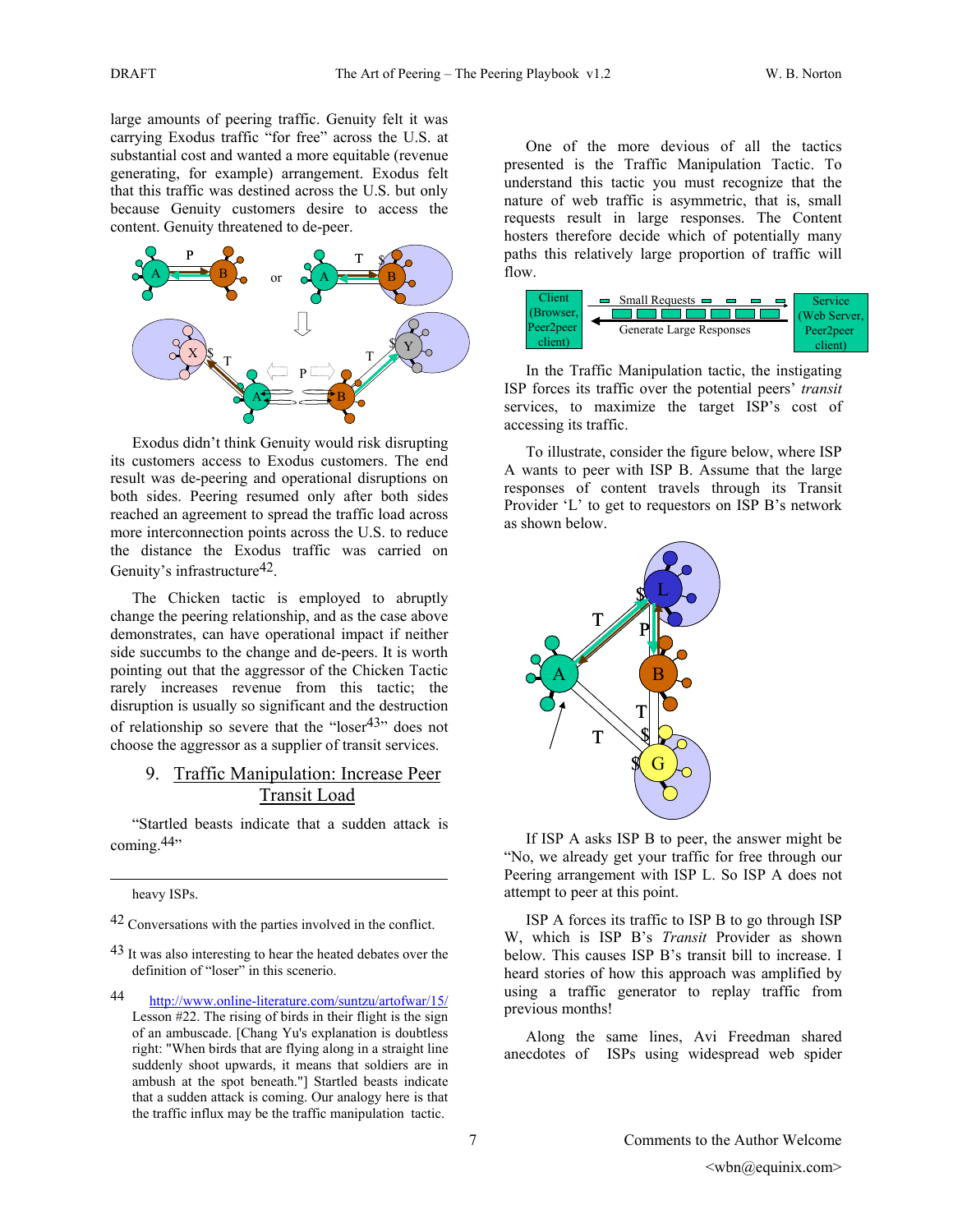large amounts of peering traffic. Genuity felt it was carrying Exodus traffic "for free" across the U.S. at substantial cost and wanted a more equitable (revenue generating, for example) arrangement. Exodus felt that this traffic was destined across the U.S. but only because Genuity customers desire to access the content. Genuity threatened to de-peer.

Exodus didn't think Genuity would risk disrupting its customers access to Exodus customers. The end result was de-peering and operational disruptions on both sides. Peering resumed only after both sides reached an agreement to spread the traffic load across more interconnection points across the U.S. to reduce the distance the Exodus traffic was carried on Genuity's infrastructure[42].

The Chicken tactic is employed to abruptly change the peering relationship, and as the case above demonstrates, can have operational impact if neither side succumbs to the change and de-peers. It is worth pointing out that the aggressor of the Chicken Tactic rarely increases revenue from this tactic; the disruption is usually so significant and the destruction of relationship so severe that the "loser[43]" does not choose the aggressor as a supplier of transit services.

## 9. Traffic Manipulation: Increase Peer Transit Load

"Startled beasts indicate that a sudden attack is coming.[44]"

One of the more devious of all the tactics presented is the Traffic Manipulation Tactic. To understand this tactic you must recognize that the nature of web traffic is asymmetric, that is, small requests result in large responses. The Content hosters therefore decide which of potentially many paths this relatively large proportion of traffic will flow.

In the Traffic Manipulation tactic, the instigating ISP forces its traffic over the potential peers' *transit* services, to maximize the target ISP's cost of accessing its traffic.

To illustrate, consider the figure below, where ISP A wants to peer with ISP B. Assume that the large responses of content travels through its Transit Provider 'L' to get to requestors on ISP B's network as shown below.

If ISP A asks ISP B to peer, the answer might be "No, we already get your traffic for free through our Peering arrangement with ISP L. So ISP A does not attempt to peer at this point.

ISP A forces its traffic to ISP B to go through ISP W, which is ISP B's *Transit* Provider as shown below. This causes ISP B's transit bill to increase. I heard stories of how this approach was amplified by using a traffic generator to replay traffic from previous months!

Along the same lines, Avi Freedman shared anecdotes of ISPs using widespread web spider

---

heavy ISPs.

[42] Conversations with the parties involved in the conflict.

[43] It was also interesting to hear the heated debates over the definition of "loser" in this scenerio.

[44] http://www.online-literature.com/suntzu/artofwar/15/ Lesson #22. The rising of birds in their flight is the sign of an ambuscade. [Chang Yu's explanation is doubtless right: "When birds that are flying along in a straight line suddenly shoot upwards, it means that soldiers are in ambush at the spot beneath."] Startled beasts indicate that a sudden attack is coming. Our analogy here is that the traffic influx may be the traffic manipulation tactic.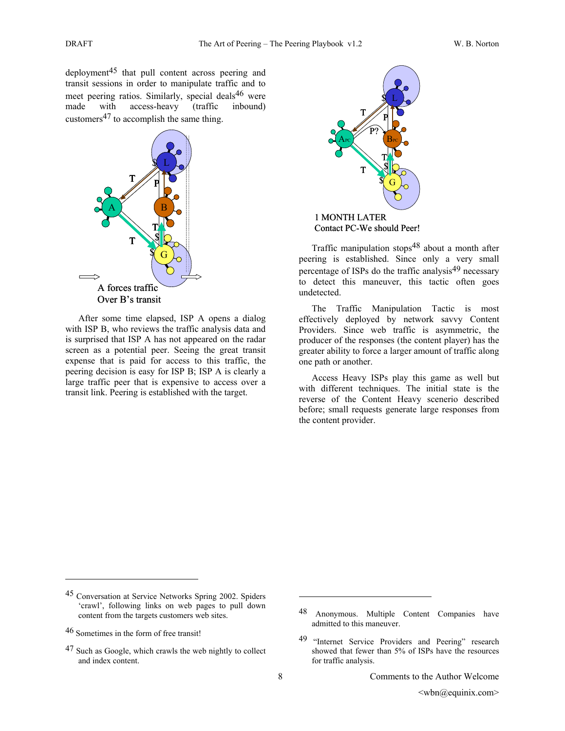deployment[45] that pull content across peering and transit sessions in order to manipulate traffic and to meet peering ratios. Similarly, special deals[46] were made with access-heavy (traffic inbound) customers[47] to accomplish the same thing.

A forces traffic Over B's transit

After some time elapsed, ISP A opens a dialog with ISP B, who reviews the traffic analysis data and is surprised that ISP A has not appeared on the radar screen as a potential peer. Seeing the great transit expense that is paid for access to this traffic, the peering decision is easy for ISP B; ISP A is clearly a large traffic peer that is expensive to access over a transit link. Peering is established with the target.

1 MONTH LATER
Contact PC-We should Peer!

Traffic manipulation stops[48] about a month after peering is established. Since only a very small percentage of ISPs do the traffic analysis[49] necessary to detect this maneuver, this tactic often goes undetected.

The Traffic Manipulation Tactic is most effectively deployed by network savvy Content Providers. Since web traffic is asymmetric, the producer of the responses (the content player) has the greater ability to force a larger amount of traffic along one path or another.

Access Heavy ISPs play this game as well but with different techniques. The initial state is the reverse of the Content Heavy scenerio described before; small requests generate large responses from the content provider.

---

[45] Conversation at Service Networks Spring 2002. Spiders 'crawl', following links on web pages to pull down content from the targets customers web sites.

[46] Sometimes in the form of free transit!

[47] Such as Google, which crawls the web nightly to collect and index content.

[48] Anonymous. Multiple Content Companies have admitted to this maneuver.

[49] "Internet Service Providers and Peering" research showed that fewer than 5% of ISPs have the resources for traffic analysis.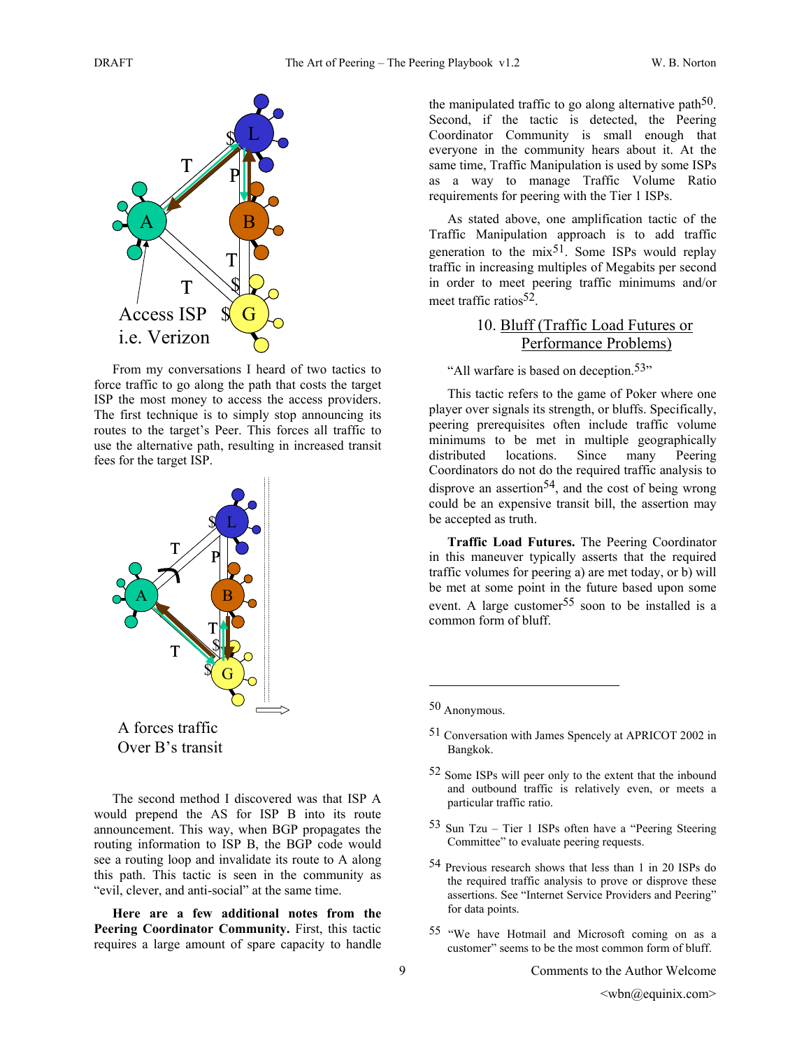Access ISP
i.e. Verizon

From my conversations I heard of two tactics to force traffic to go along the path that costs the target ISP the most money to access the access providers. The first technique is to simply stop announcing its routes to the target's Peer. This forces all traffic to use the alternative path, resulting in increased transit fees for the target ISP.

A forces traffic
Over B's transit

The second method I discovered was that ISP A would prepend the AS for ISP B into its route announcement. This way, when BGP propagates the routing information to ISP B, the BGP code would see a routing loop and invalidate its route to A along this path. This tactic is seen in the community as "evil, clever, and anti-social" at the same time.

**Here are a few additional notes from the Peering Coordinator Community.** First, this tactic requires a large amount of spare capacity to handle the manipulated traffic to go along alternative path[50]. Second, if the tactic is detected, the Peering Coordinator Community is small enough that everyone in the community hears about it. At the same time, Traffic Manipulation is used by some ISPs as a way to manage Traffic Volume Ratio requirements for peering with the Tier 1 ISPs.

As stated above, one amplification tactic of the Traffic Manipulation approach is to add traffic generation to the mix[51]. Some ISPs would replay traffic in increasing multiples of Megabits per second in order to meet peering traffic minimums and/or meet traffic ratios[52].

## 10. Bluff (Traffic Load Futures or Performance Problems)

"All warfare is based on deception.[53]"

This tactic refers to the game of Poker where one player over signals its strength, or bluffs. Specifically, peering prerequisites often include traffic volume minimums to be met in multiple geographically distributed locations. Since many Peering Coordinators do not do the required traffic analysis to disprove an assertion[54], and the cost of being wrong could be an expensive transit bill, the assertion may be accepted as truth.

**Traffic Load Futures.** The Peering Coordinator in this maneuver typically asserts that the required traffic volumes for peering a) are met today, or b) will be met at some point in the future based upon some event. A large customer[55] soon to be installed is a common form of bluff.

---

50 Anonymous.

51 Conversation with James Spencely at APRICOT 2002 in Bangkok.

52 Some ISPs will peer only to the extent that the inbound and outbound traffic is relatively even, or meets a particular traffic ratio.

53 Sun Tzu – Tier 1 ISPs often have a "Peering Steering Committee" to evaluate peering requests.

54 Previous research shows that less than 1 in 20 ISPs do the required traffic analysis to prove or disprove these assertions. See "Internet Service Providers and Peering" for data points.

55 "We have Hotmail and Microsoft coming on as a customer" seems to be the most common form of bluff.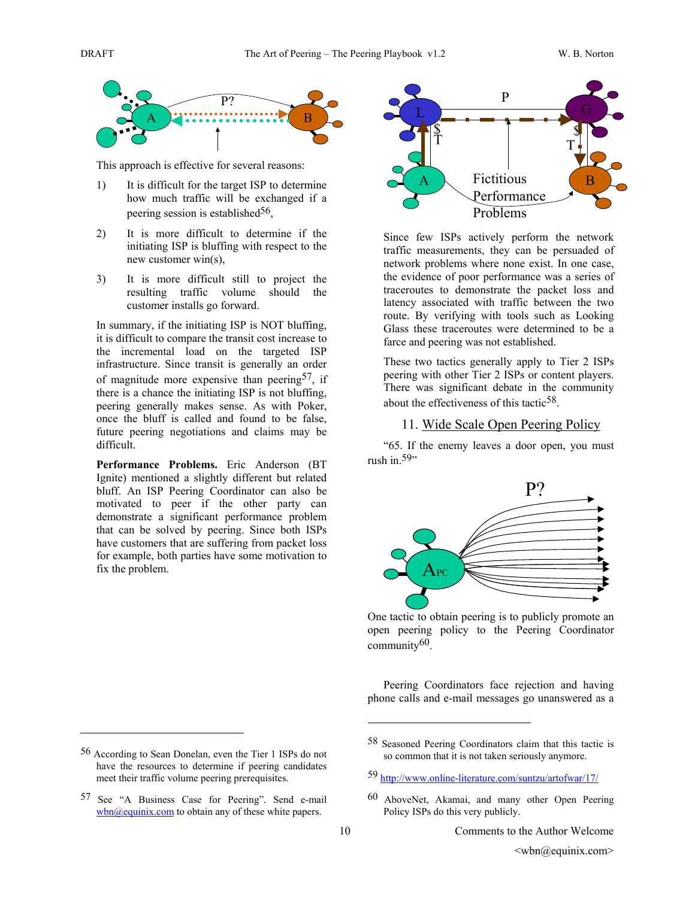This approach is effective for several reasons:

1) It is difficult for the target ISP to determine how much traffic will be exchanged if a peering session is established[56],

2) It is more difficult to determine if the initiating ISP is bluffing with respect to the new customer win(s),

3) It is more difficult still to project the resulting traffic volume should the customer installs go forward.

In summary, if the initiating ISP is NOT bluffing, it is difficult to compare the transit cost increase to the incremental load on the targeted ISP infrastructure. Since transit is generally an order of magnitude more expensive than peering[57], if there is a chance the initiating ISP is not bluffing, peering generally makes sense. As with Poker, once the bluff is called and found to be false, future peering negotiations and claims may be difficult.

**Performance Problems.** Eric Anderson (BT Ignite) mentioned a slightly different but related bluff. An ISP Peering Coordinator can also be motivated to peer if the other party can demonstrate a significant performance problem that can be solved by peering. Since both ISPs have customers that are suffering from packet loss for example, both parties have some motivation to fix the problem.

Since few ISPs actively perform the network traffic measurements, they can be persuaded of network problems where none exist. In one case, the evidence of poor performance was a series of traceroutes to demonstrate the packet loss and latency associated with traffic between the two route. By verifying with tools such as Looking Glass these traceroutes were determined to be a farce and peering was not established.

These two tactics generally apply to Tier 2 ISPs peering with other Tier 2 ISPs or content players. There was significant debate in the community about the effectiveness of this tactic[58].

## 11. Wide Scale Open Peering Policy

"65. If the enemy leaves a door open, you must rush in.[59]"

One tactic to obtain peering is to publicly promote an open peering policy to the Peering Coordinator community[60].

Peering Coordinators face rejection and having phone calls and e-mail messages go unanswered as a

---

56 According to Sean Donelan, even the Tier 1 ISPs do not have the resources to determine if peering candidates meet their traffic volume peering prerequisites.

57 See "A Business Case for Peering". Send e-mail wbn@equinix.com to obtain any of these white papers.

58 Seasoned Peering Coordinators claim that this tactic is so common that it is not taken seriously anymore.

59 http://www.online-literature.com/suntzu/artofwar/17/

60 AboveNet, Akamai, and many other Open Peering Policy ISPs do this very publicly.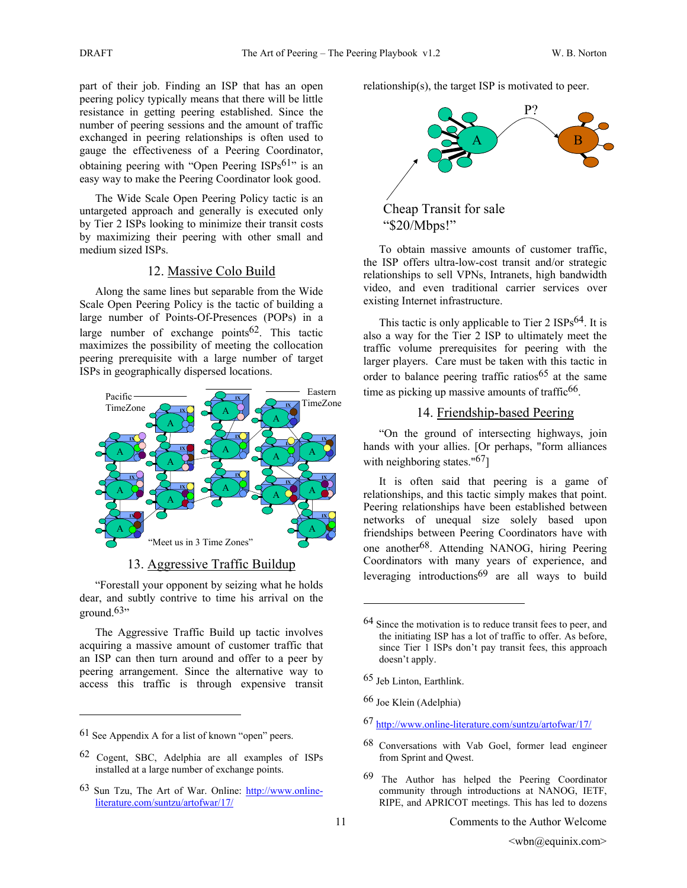part of their job. Finding an ISP that has an open peering policy typically means that there will be little resistance in getting peering established. Since the number of peering sessions and the amount of traffic exchanged in peering relationships is often used to gauge the effectiveness of a Peering Coordinator, obtaining peering with "Open Peering ISPs[61]" is an easy way to make the Peering Coordinator look good.

The Wide Scale Open Peering Policy tactic is an untargeted approach and generally is executed only by Tier 2 ISPs looking to minimize their transit costs by maximizing their peering with other small and medium sized ISPs.

## 12. Massive Colo Build

Along the same lines but separable from the Wide Scale Open Peering Policy is the tactic of building a large number of Points-Of-Presences (POPs) in a large number of exchange points[62]. This tactic maximizes the possibility of meeting the collocation peering prerequisite with a large number of target ISPs in geographically dispersed locations.

Pacific TimeZone — Eastern TimeZone

"Meet us in 3 Time Zones"

## 13. Aggressive Traffic Buildup

"Forestall your opponent by seizing what he holds dear, and subtly contrive to time his arrival on the ground.[63]"

The Aggressive Traffic Build up tactic involves acquiring a massive amount of customer traffic that an ISP can then turn around and offer to a peer by peering arrangement. Since the alternative way to access this traffic is through expensive transit relationship(s), the target ISP is motivated to peer.

P?

Cheap Transit for sale "$20/Mbps!"

To obtain massive amounts of customer traffic, the ISP offers ultra-low-cost transit and/or strategic relationships to sell VPNs, Intranets, high bandwidth video, and even traditional carrier services over existing Internet infrastructure.

This tactic is only applicable to Tier 2 ISPs[64]. It is also a way for the Tier 2 ISP to ultimately meet the traffic volume prerequisites for peering with the larger players. Care must be taken with this tactic in order to balance peering traffic ratios[65] at the same time as picking up massive amounts of traffic[66].

## 14. Friendship-based Peering

"On the ground of intersecting highways, join hands with your allies. [Or perhaps, "form alliances with neighboring states."[67]]

It is often said that peering is a game of relationships, and this tactic simply makes that point. Peering relationships have been established between networks of unequal size solely based upon friendships between Peering Coordinators have with one another[68]. Attending NANOG, hiring Peering Coordinators with many years of experience, and leveraging introductions[69] are all ways to build

---

61 See Appendix A for a list of known "open" peers.

62 Cogent, SBC, Adelphia are all examples of ISPs installed at a large number of exchange points.

63 Sun Tzu, The Art of War. Online: http://www.online-literature.com/suntzu/artofwar/17/

64 Since the motivation is to reduce transit fees to peer, and the initiating ISP has a lot of traffic to offer. As before, since Tier 1 ISPs don't pay transit fees, this approach doesn't apply.

65 Jeb Linton, Earthlink.

66 Joe Klein (Adelphia)

67 http://www.online-literature.com/suntzu/artofwar/17/

68 Conversations with Vab Goel, former lead engineer from Sprint and Qwest.

69 The Author has helped the Peering Coordinator community through introductions at NANOG, IETF, RIPE, and APRICOT meetings. This has led to dozens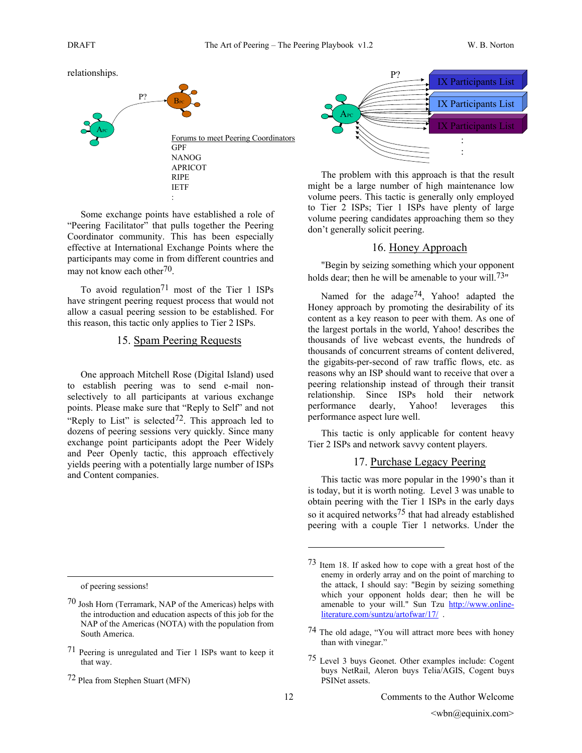relationships.

P?

Forums to meet Peering Coordinators
GPF
NANOG
APRICOT
RIPE
IETF
:

Some exchange points have established a role of "Peering Facilitator" that pulls together the Peering Coordinator community. This has been especially effective at International Exchange Points where the participants may come in from different countries and may not know each other[70].

To avoid regulation[71] most of the Tier 1 ISPs have stringent peering request process that would not allow a casual peering session to be established. For this reason, this tactic only applies to Tier 2 ISPs.

## 15. Spam Peering Requests

One approach Mitchell Rose (Digital Island) used to establish peering was to send e-mail non-selectively to all participants at various exchange points. Please make sure that "Reply to Self" and not "Reply to List" is selected[72]. This approach led to dozens of peering sessions very quickly. Since many exchange point participants adopt the Peer Widely and Peer Openly tactic, this approach effectively yields peering with a potentially large number of ISPs and Content companies.

P?

IX Participants List
IX Participants List
IX Participants List
:
:

The problem with this approach is that the result might be a large number of high maintenance low volume peers. This tactic is generally only employed to Tier 2 ISPs; Tier 1 ISPs have plenty of large volume peering candidates approaching them so they don't generally solicit peering.

## 16. Honey Approach

"Begin by seizing something which your opponent holds dear; then he will be amenable to your will.[73]"

Named for the adage[74], Yahoo! adapted the Honey approach by promoting the desirability of its content as a key reason to peer with them. As one of the largest portals in the world, Yahoo! describes the thousands of live webcast events, the hundreds of thousands of concurrent streams of content delivered, the gigabits-per-second of raw traffic flows, etc. as reasons why an ISP should want to receive that over a peering relationship instead of through their transit relationship. Since ISPs hold their network performance dearly, Yahoo! leverages this performance aspect lure well.

This tactic is only applicable for content heavy Tier 2 ISPs and network savvy content players.

## 17. Purchase Legacy Peering

This tactic was more popular in the 1990's than it is today, but it is worth noting. Level 3 was unable to obtain peering with the Tier 1 ISPs in the early days so it acquired networks[75] that had already established peering with a couple Tier 1 networks. Under the

---

of peering sessions!

[70] Josh Horn (Terramark, NAP of the Americas) helps with the introduction and education aspects of this job for the NAP of the Americas (NOTA) with the population from South America.

[71] Peering is unregulated and Tier 1 ISPs want to keep it that way.

[72] Plea from Stephen Stuart (MFN)

[73] Item 18. If asked how to cope with a great host of the enemy in orderly array and on the point of marching to the attack, I should say: "Begin by seizing something which your opponent holds dear; then he will be amenable to your will." Sun Tzu http://www.online-literature.com/suntzu/artofwar/17/ .

[74] The old adage, "You will attract more bees with honey than with vinegar."

[75] Level 3 buys Geonet. Other examples include: Cogent buys NetRail, Aleron buys Telia/AGIS, Cogent buys PSINet assets.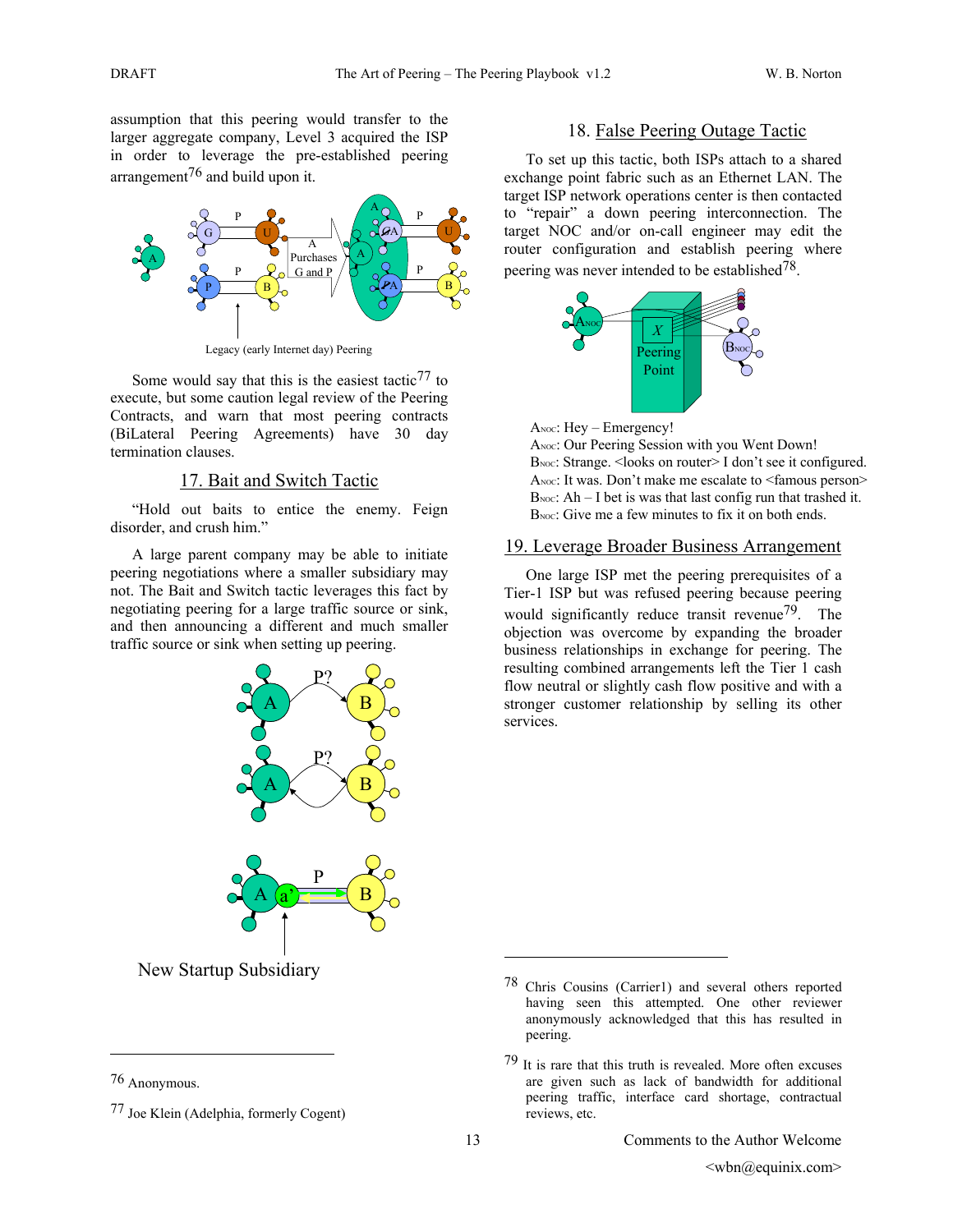assumption that this peering would transfer to the larger aggregate company, Level 3 acquired the ISP in order to leverage the pre-established peering arrangement[76] and build upon it.

Legacy (early Internet day) Peering

Some would say that this is the easiest tactic[77] to execute, but some caution legal review of the Peering Contracts, and warn that most peering contracts (BiLateral Peering Agreements) have 30 day termination clauses.

## 17. Bait and Switch Tactic

"Hold out baits to entice the enemy. Feign disorder, and crush him."

A large parent company may be able to initiate peering negotiations where a smaller subsidiary may not. The Bait and Switch tactic leverages this fact by negotiating peering for a large traffic source or sink, and then announcing a different and much smaller traffic source or sink when setting up peering.

New Startup Subsidiary

## 18. False Peering Outage Tactic

To set up this tactic, both ISPs attach to a shared exchange point fabric such as an Ethernet LAN. The target ISP network operations center is then contacted to "repair" a down peering interconnection. The target NOC and/or on-call engineer may edit the router configuration and establish peering where peering was never intended to be established[78].

A~NOC~: Hey – Emergency!
A~NOC~: Our Peering Session with you Went Down!
B~NOC~: Strange. <looks on router> I don't see it configured.
A~NOC~: It was. Don't make me escalate to <famous person>
B~NOC~: Ah – I bet is was that last config run that trashed it.
B~NOC~: Give me a few minutes to fix it on both ends.

## 19. Leverage Broader Business Arrangement

One large ISP met the peering prerequisites of a Tier-1 ISP but was refused peering because peering would significantly reduce transit revenue[79]. The objection was overcome by expanding the broader business relationships in exchange for peering. The resulting combined arrangements left the Tier 1 cash flow neutral or slightly cash flow positive and with a stronger customer relationship by selling its other services.

---

76 Anonymous.

77 Joe Klein (Adelphia, formerly Cogent)

78 Chris Cousins (Carrier1) and several others reported having seen this attempted. One other reviewer anonymously acknowledged that this has resulted in peering.

79 It is rare that this truth is revealed. More often excuses are given such as lack of bandwidth for additional peering traffic, interface card shortage, contractual reviews, etc.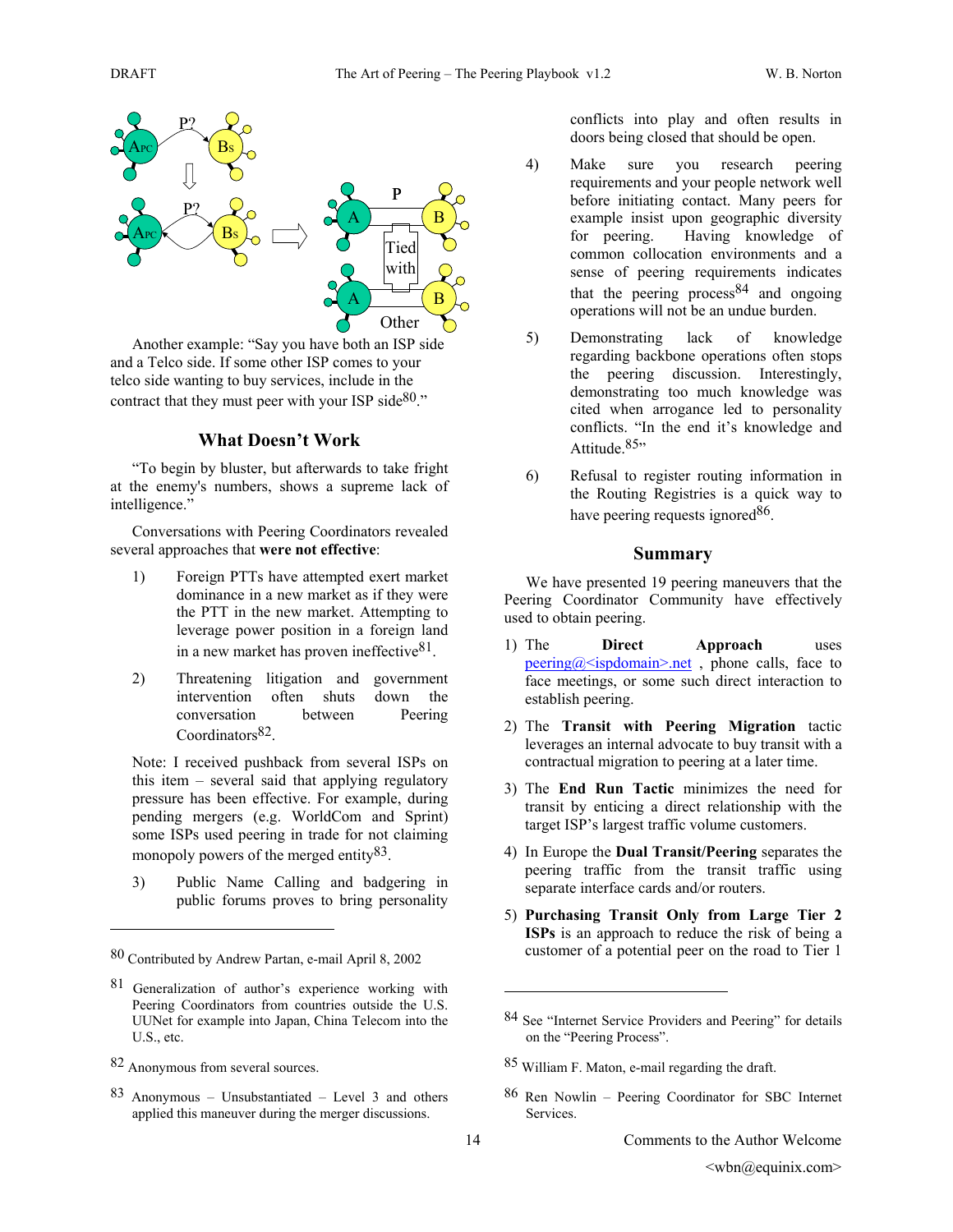Another example: "Say you have both an ISP side and a Telco side. If some other ISP comes to your telco side wanting to buy services, include in the contract that they must peer with your ISP side[80]."

## What Doesn't Work

"To begin by bluster, but afterwards to take fright at the enemy's numbers, shows a supreme lack of intelligence."

Conversations with Peering Coordinators revealed several approaches that **were not effective**:

1) Foreign PTTs have attempted exert market dominance in a new market as if they were the PTT in the new market. Attempting to leverage power position in a foreign land in a new market has proven ineffective[81].

2) Threatening litigation and government intervention often shuts down the conversation between Peering Coordinators[82].

Note: I received pushback from several ISPs on this item – several said that applying regulatory pressure has been effective. For example, during pending mergers (e.g. WorldCom and Sprint) some ISPs used peering in trade for not claiming monopoly powers of the merged entity[83].

3) Public Name Calling and badgering in public forums proves to bring personality conflicts into play and often results in doors being closed that should be open.

4) Make sure you research peering requirements and your people network well before initiating contact. Many peers for example insist upon geographic diversity for peering. Having knowledge of common collocation environments and a sense of peering requirements indicates that the peering process[84] and ongoing operations will not be an undue burden.

5) Demonstrating lack of knowledge regarding backbone operations often stops the peering discussion. Interestingly, demonstrating too much knowledge was cited when arrogance led to personality conflicts. "In the end it's knowledge and Attitude.[85]"

6) Refusal to register routing information in the Routing Registries is a quick way to have peering requests ignored[86].

## Summary

We have presented 19 peering maneuvers that the Peering Coordinator Community have effectively used to obtain peering.

1) The **Direct Approach** uses peering@<ispdomain>.net , phone calls, face to face meetings, or some such direct interaction to establish peering.

2) The **Transit with Peering Migration** tactic leverages an internal advocate to buy transit with a contractual migration to peering at a later time.

3) The **End Run Tactic** minimizes the need for transit by enticing a direct relationship with the target ISP's largest traffic volume customers.

4) In Europe the **Dual Transit/Peering** separates the peering traffic from the transit traffic using separate interface cards and/or routers.

5) **Purchasing Transit Only from Large Tier 2 ISPs** is an approach to reduce the risk of being a customer of a potential peer on the road to Tier 1

---

[80] Contributed by Andrew Partan, e-mail April 8, 2002

[81] Generalization of author's experience working with Peering Coordinators from countries outside the U.S. UUNet for example into Japan, China Telecom into the U.S., etc.

[82] Anonymous from several sources.

[83] Anonymous – Unsubstantiated – Level 3 and others applied this maneuver during the merger discussions.

[84] See "Internet Service Providers and Peering" for details on the "Peering Process".

[85] William F. Maton, e-mail regarding the draft.

[86] Ren Nowlin – Peering Coordinator for SBC Internet Services.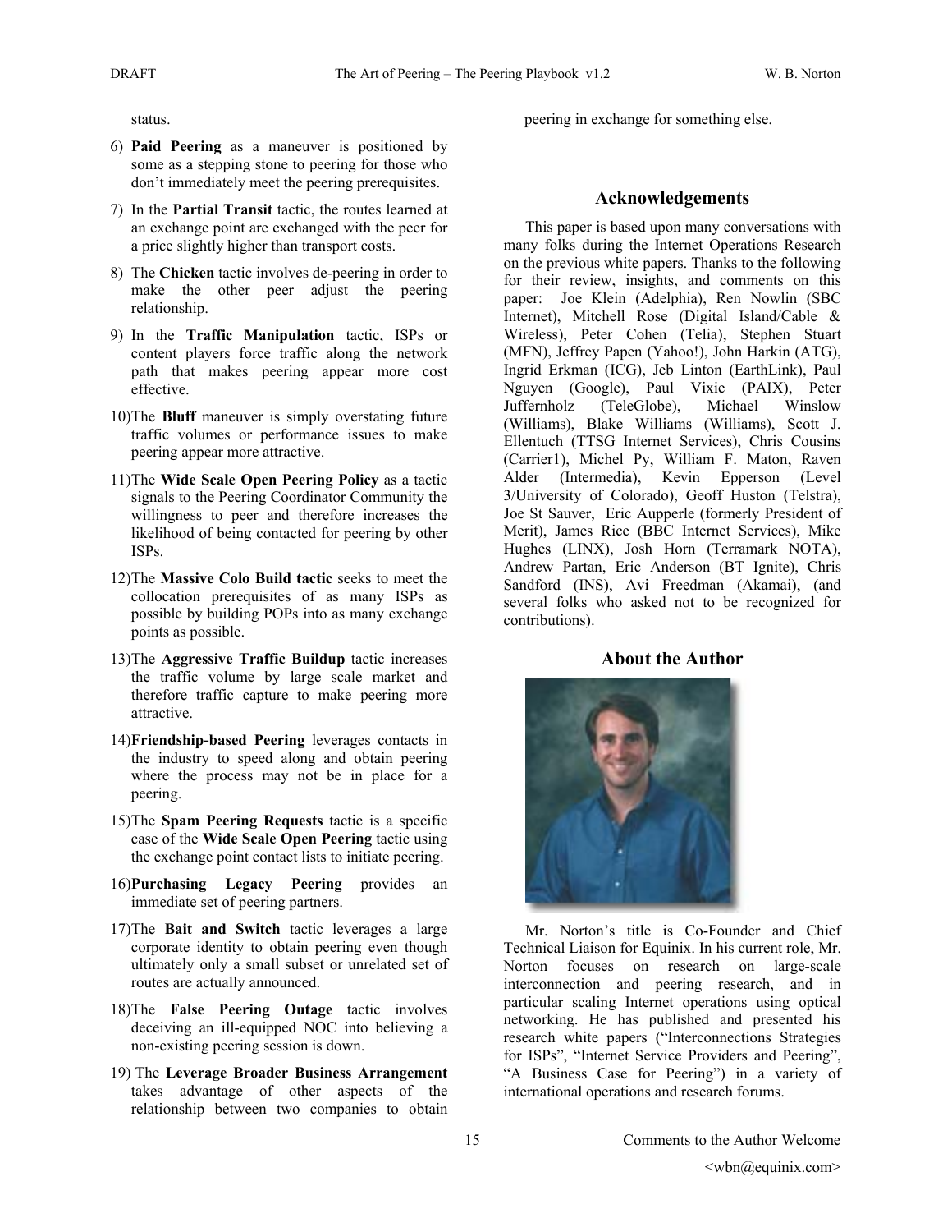status.

6) **Paid Peering** as a maneuver is positioned by some as a stepping stone to peering for those who don't immediately meet the peering prerequisites.

7) In the **Partial Transit** tactic, the routes learned at an exchange point are exchanged with the peer for a price slightly higher than transport costs.

8) The **Chicken** tactic involves de-peering in order to make the other peer adjust the peering relationship.

9) In the **Traffic Manipulation** tactic, ISPs or content players force traffic along the network path that makes peering appear more cost effective.

10) The **Bluff** maneuver is simply overstating future traffic volumes or performance issues to make peering appear more attractive.

11) The **Wide Scale Open Peering Policy** as a tactic signals to the Peering Coordinator Community the willingness to peer and therefore increases the likelihood of being contacted for peering by other ISPs.

12) The **Massive Colo Build tactic** seeks to meet the collocation prerequisites of as many ISPs as possible by building POPs into as many exchange points as possible.

13) The **Aggressive Traffic Buildup** tactic increases the traffic volume by large scale market and therefore traffic capture to make peering more attractive.

14) **Friendship-based Peering** leverages contacts in the industry to speed along and obtain peering where the process may not be in place for a peering.

15) The **Spam Peering Requests** tactic is a specific case of the **Wide Scale Open Peering** tactic using the exchange point contact lists to initiate peering.

16) **Purchasing Legacy Peering** provides an immediate set of peering partners.

17) The **Bait and Switch** tactic leverages a large corporate identity to obtain peering even though ultimately only a small subset or unrelated set of routes are actually announced.

18) The **False Peering Outage** tactic involves deceiving an ill-equipped NOC into believing a non-existing peering session is down.

19) The **Leverage Broader Business Arrangement** takes advantage of other aspects of the relationship between two companies to obtain peering in exchange for something else.

## Acknowledgements

This paper is based upon many conversations with many folks during the Internet Operations Research on the previous white papers. Thanks to the following for their review, insights, and comments on this paper: Joe Klein (Adelphia), Ren Nowlin (SBC Internet), Mitchell Rose (Digital Island/Cable & Wireless), Peter Cohen (Telia), Stephen Stuart (MFN), Jeffrey Papen (Yahoo!), John Harkin (ATG), Ingrid Erkman (ICG), Jeb Linton (EarthLink), Paul Nguyen (Google), Paul Vixie (PAIX), Peter Juffernholz (TeleGlobe), Michael Winslow (Williams), Blake Williams (Williams), Scott J. Ellentuch (TTSG Internet Services), Chris Cousins (Carrier1), Michel Py, William F. Maton, Raven Alder (Intermedia), Kevin Epperson (Level 3/University of Colorado), Geoff Huston (Telstra), Joe St Sauver, Eric Aupperle (formerly President of Merit), James Rice (BBC Internet Services), Mike Hughes (LINX), Josh Horn (Terramark NOTA), Andrew Partan, Eric Anderson (BT Ignite), Chris Sandford (INS), Avi Freedman (Akamai), (and several folks who asked not to be recognized for contributions).

## About the Author

Mr. Norton's title is Co-Founder and Chief Technical Liaison for Equinix. In his current role, Mr. Norton focuses on research on large-scale interconnection and peering research, and in particular scaling Internet operations using optical networking. He has published and presented his research white papers ("Interconnections Strategies for ISPs", "Internet Service Providers and Peering", "A Business Case for Peering") in a variety of international operations and research forums.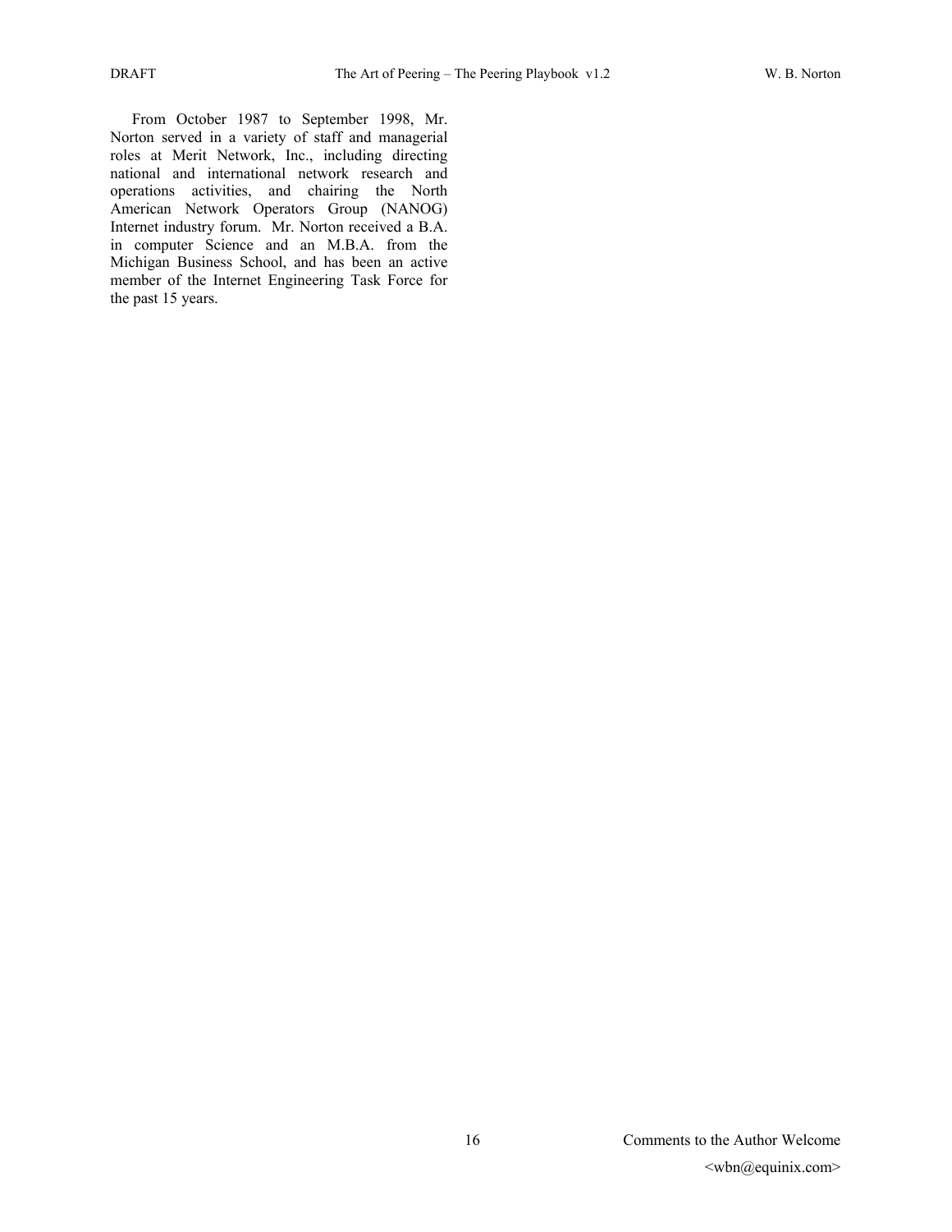From October 1987 to September 1998, Mr. Norton served in a variety of staff and managerial roles at Merit Network, Inc., including directing national and international network research and operations activities, and chairing the North American Network Operators Group (NANOG) Internet industry forum. Mr. Norton received a B.A. in computer Science and an M.B.A. from the Michigan Business School, and has been an active member of the Internet Engineering Task Force for the past 15 years.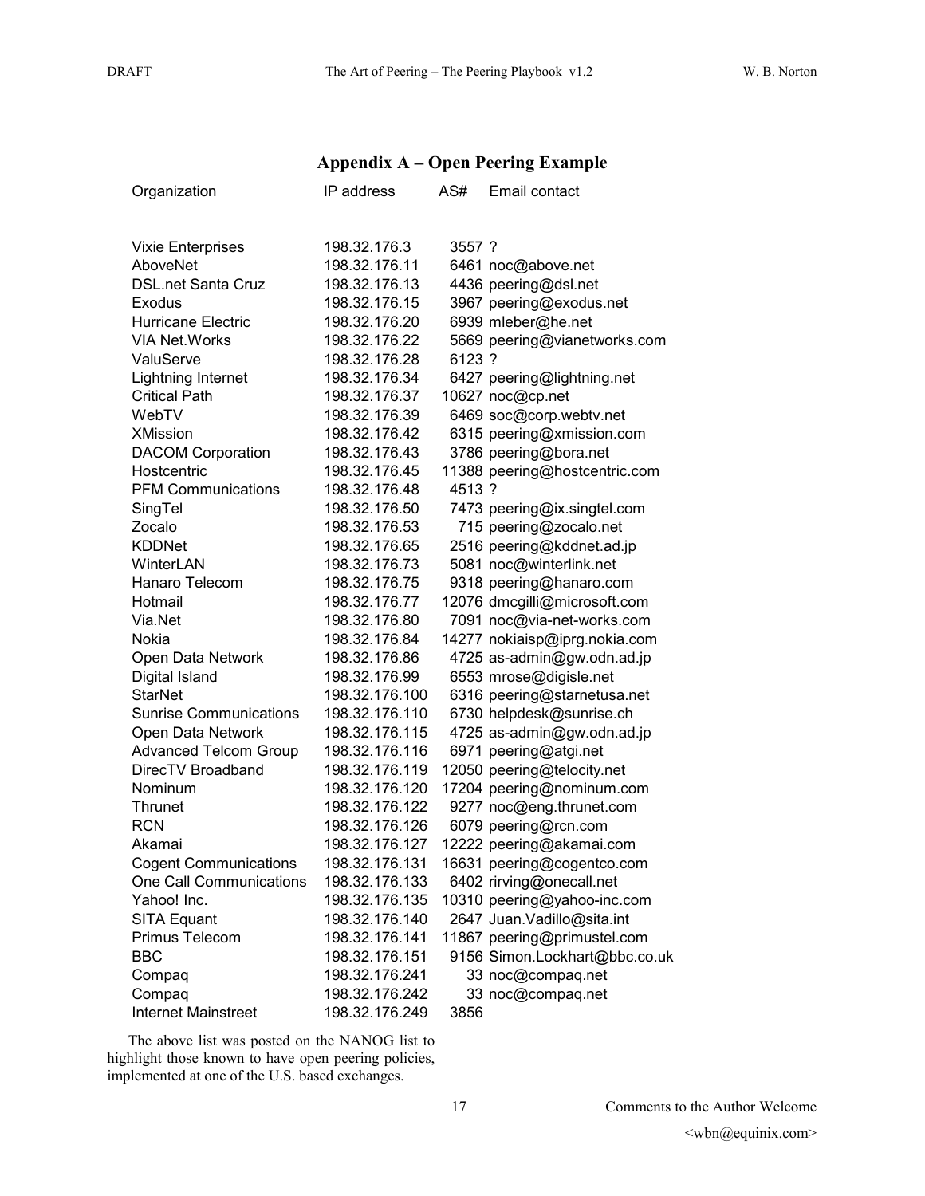## Appendix A – Open Peering Example

| Organization | IP address | AS# | Email contact |
|---|---|---|---|
| Vixie Enterprises | 198.32.176.3 | 3557 | ? |
| AboveNet | 198.32.176.11 | 6461 | noc@above.net |
| DSL.net Santa Cruz | 198.32.176.13 | 4436 | peering@dsl.net |
| Exodus | 198.32.176.15 | 3967 | peering@exodus.net |
| Hurricane Electric | 198.32.176.20 | 6939 | mleber@he.net |
| VIA Net.Works | 198.32.176.22 | 5669 | peering@vianetworks.com |
| ValuServe | 198.32.176.28 | 6123 | ? |
| Lightning Internet | 198.32.176.34 | 6427 | peering@lightning.net |
| Critical Path | 198.32.176.37 | 10627 | noc@cp.net |
| WebTV | 198.32.176.39 | 6469 | soc@corp.webtv.net |
| XMission | 198.32.176.42 | 6315 | peering@xmission.com |
| DACOM Corporation | 198.32.176.43 | 3786 | peering@bora.net |
| Hostcentric | 198.32.176.45 | 11388 | peering@hostcentric.com |
| PFM Communications | 198.32.176.48 | 4513 | ? |
| SingTel | 198.32.176.50 | 7473 | peering@ix.singtel.com |
| Zocalo | 198.32.176.53 | 715 | peering@zocalo.net |
| KDDNet | 198.32.176.65 | 2516 | peering@kddnet.ad.jp |
| WinterLAN | 198.32.176.73 | 5081 | noc@winterlink.net |
| Hanaro Telecom | 198.32.176.75 | 9318 | peering@hanaro.com |
| Hotmail | 198.32.176.77 | 12076 | dmcgilli@microsoft.com |
| Via.Net | 198.32.176.80 | 7091 | noc@via-net-works.com |
| Nokia | 198.32.176.84 | 14277 | nokiaisp@iprg.nokia.com |
| Open Data Network | 198.32.176.86 | 4725 | as-admin@gw.odn.ad.jp |
| Digital Island | 198.32.176.99 | 6553 | mrose@digisle.net |
| StarNet | 198.32.176.100 | 6316 | peering@starnetusa.net |
| Sunrise Communications | 198.32.176.110 | 6730 | helpdesk@sunrise.ch |
| Open Data Network | 198.32.176.115 | 4725 | as-admin@gw.odn.ad.jp |
| Advanced Telcom Group | 198.32.176.116 | 6971 | peering@atgi.net |
| DirecTV Broadband | 198.32.176.119 | 12050 | peering@telocity.net |
| Nominum | 198.32.176.120 | 17204 | peering@nominum.com |
| Thrunet | 198.32.176.122 | 9277 | noc@eng.thrunet.com |
| RCN | 198.32.176.126 | 6079 | peering@rcn.com |
| Akamai | 198.32.176.127 | 12222 | peering@akamai.com |
| Cogent Communications | 198.32.176.131 | 16631 | peering@cogentco.com |
| One Call Communications | 198.32.176.133 | 6402 | rirving@onecall.net |
| Yahoo! Inc. | 198.32.176.135 | 10310 | peering@yahoo-inc.com |
| SITA Equant | 198.32.176.140 | 2647 | Juan.Vadillo@sita.int |
| Primus Telecom | 198.32.176.141 | 11867 | peering@primustel.com |
| BBC | 198.32.176.151 | 9156 | Simon.Lockhart@bbc.co.uk |
| Compaq | 198.32.176.241 | 33 | noc@compaq.net |
| Compaq | 198.32.176.242 | 33 | noc@compaq.net |
| Internet Mainstreet | 198.32.176.249 | 3856 | |

The above list was posted on the NANOG list to highlight those known to have open peering policies, implemented at one of the U.S. based exchanges.